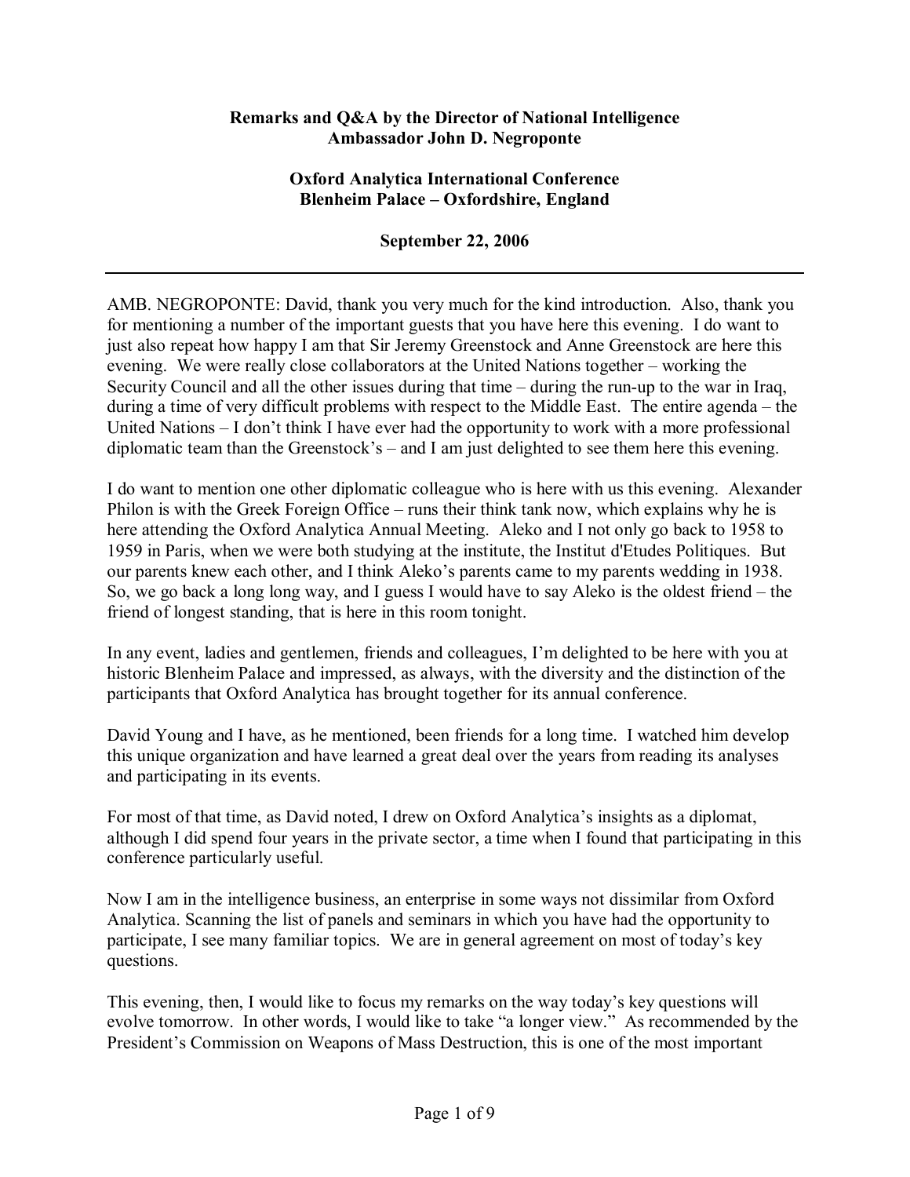**Remarks and Q&A by the Director of National Intelligence**
**Ambassador John D. Negroponte**

**Oxford Analytica International Conference**
**Blenheim Palace – Oxfordshire, England**

**September 22, 2006**

---

AMB. NEGROPONTE: David, thank you very much for the kind introduction. Also, thank you for mentioning a number of the important guests that you have here this evening. I do want to just also repeat how happy I am that Sir Jeremy Greenstock and Anne Greenstock are here this evening. We were really close collaborators at the United Nations together – working the Security Council and all the other issues during that time – during the run-up to the war in Iraq, during a time of very difficult problems with respect to the Middle East. The entire agenda – the United Nations – I don't think I have ever had the opportunity to work with a more professional diplomatic team than the Greenstock's – and I am just delighted to see them here this evening.

I do want to mention one other diplomatic colleague who is here with us this evening. Alexander Philon is with the Greek Foreign Office – runs their think tank now, which explains why he is here attending the Oxford Analytica Annual Meeting. Aleko and I not only go back to 1958 to 1959 in Paris, when we were both studying at the institute, the Institut d'Etudes Politiques. But our parents knew each other, and I think Aleko's parents came to my parents wedding in 1938. So, we go back a long long way, and I guess I would have to say Aleko is the oldest friend – the friend of longest standing, that is here in this room tonight.

In any event, ladies and gentlemen, friends and colleagues, I'm delighted to be here with you at historic Blenheim Palace and impressed, as always, with the diversity and the distinction of the participants that Oxford Analytica has brought together for its annual conference.

David Young and I have, as he mentioned, been friends for a long time. I watched him develop this unique organization and have learned a great deal over the years from reading its analyses and participating in its events.

For most of that time, as David noted, I drew on Oxford Analytica's insights as a diplomat, although I did spend four years in the private sector, a time when I found that participating in this conference particularly useful.

Now I am in the intelligence business, an enterprise in some ways not dissimilar from Oxford Analytica. Scanning the list of panels and seminars in which you have had the opportunity to participate, I see many familiar topics. We are in general agreement on most of today's key questions.

This evening, then, I would like to focus my remarks on the way today's key questions will evolve tomorrow. In other words, I would like to take "a longer view." As recommended by the President's Commission on Weapons of Mass Destruction, this is one of the most important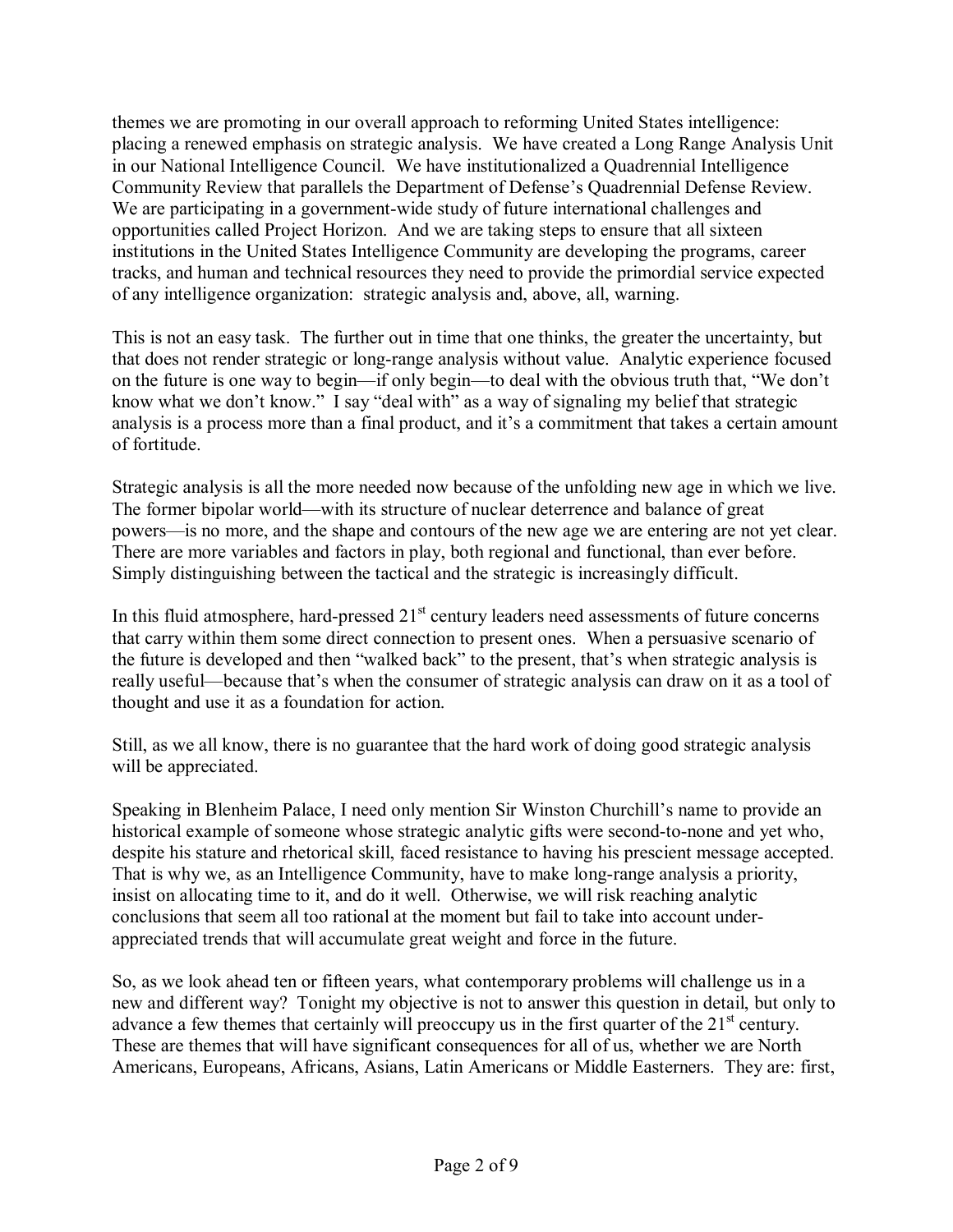themes we are promoting in our overall approach to reforming United States intelligence: placing a renewed emphasis on strategic analysis. We have created a Long Range Analysis Unit in our National Intelligence Council. We have institutionalized a Quadrennial Intelligence Community Review that parallels the Department of Defense's Quadrennial Defense Review. We are participating in a government-wide study of future international challenges and opportunities called Project Horizon. And we are taking steps to ensure that all sixteen institutions in the United States Intelligence Community are developing the programs, career tracks, and human and technical resources they need to provide the primordial service expected of any intelligence organization: strategic analysis and, above, all, warning.

This is not an easy task. The further out in time that one thinks, the greater the uncertainty, but that does not render strategic or long-range analysis without value. Analytic experience focused on the future is one way to begin—if only begin—to deal with the obvious truth that, "We don't know what we don't know." I say "deal with" as a way of signaling my belief that strategic analysis is a process more than a final product, and it's a commitment that takes a certain amount of fortitude.

Strategic analysis is all the more needed now because of the unfolding new age in which we live. The former bipolar world—with its structure of nuclear deterrence and balance of great powers—is no more, and the shape and contours of the new age we are entering are not yet clear. There are more variables and factors in play, both regional and functional, than ever before. Simply distinguishing between the tactical and the strategic is increasingly difficult.

In this fluid atmosphere, hard-pressed 21st century leaders need assessments of future concerns that carry within them some direct connection to present ones. When a persuasive scenario of the future is developed and then "walked back" to the present, that's when strategic analysis is really useful—because that's when the consumer of strategic analysis can draw on it as a tool of thought and use it as a foundation for action.

Still, as we all know, there is no guarantee that the hard work of doing good strategic analysis will be appreciated.

Speaking in Blenheim Palace, I need only mention Sir Winston Churchill's name to provide an historical example of someone whose strategic analytic gifts were second-to-none and yet who, despite his stature and rhetorical skill, faced resistance to having his prescient message accepted. That is why we, as an Intelligence Community, have to make long-range analysis a priority, insist on allocating time to it, and do it well. Otherwise, we will risk reaching analytic conclusions that seem all too rational at the moment but fail to take into account under-appreciated trends that will accumulate great weight and force in the future.

So, as we look ahead ten or fifteen years, what contemporary problems will challenge us in a new and different way? Tonight my objective is not to answer this question in detail, but only to advance a few themes that certainly will preoccupy us in the first quarter of the 21st century. These are themes that will have significant consequences for all of us, whether we are North Americans, Europeans, Africans, Asians, Latin Americans or Middle Easterners. They are: first,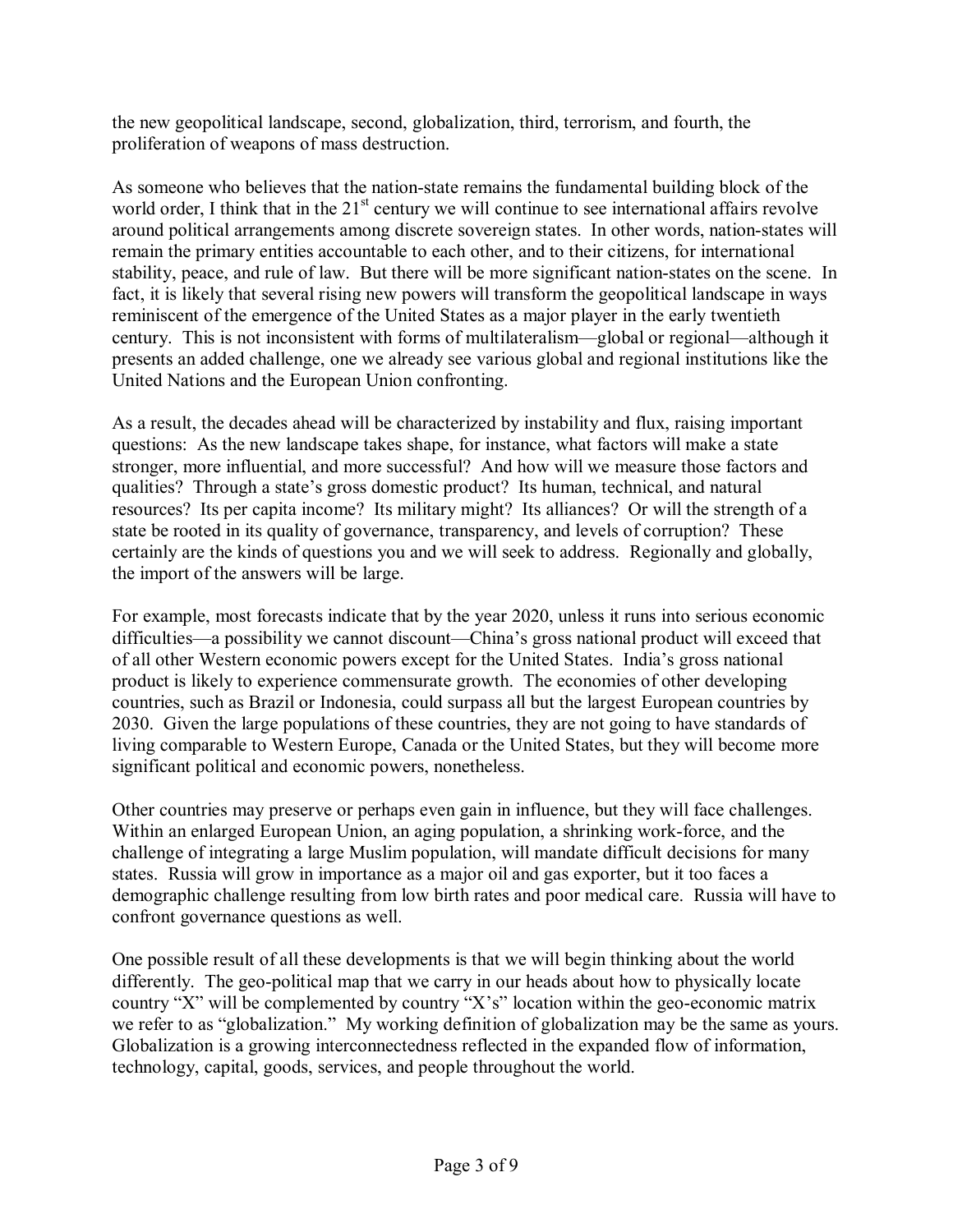the new geopolitical landscape, second, globalization, third, terrorism, and fourth, the proliferation of weapons of mass destruction.

As someone who believes that the nation-state remains the fundamental building block of the world order, I think that in the 21st century we will continue to see international affairs revolve around political arrangements among discrete sovereign states. In other words, nation-states will remain the primary entities accountable to each other, and to their citizens, for international stability, peace, and rule of law. But there will be more significant nation-states on the scene. In fact, it is likely that several rising new powers will transform the geopolitical landscape in ways reminiscent of the emergence of the United States as a major player in the early twentieth century. This is not inconsistent with forms of multilateralism—global or regional—although it presents an added challenge, one we already see various global and regional institutions like the United Nations and the European Union confronting.

As a result, the decades ahead will be characterized by instability and flux, raising important questions: As the new landscape takes shape, for instance, what factors will make a state stronger, more influential, and more successful? And how will we measure those factors and qualities? Through a state's gross domestic product? Its human, technical, and natural resources? Its per capita income? Its military might? Its alliances? Or will the strength of a state be rooted in its quality of governance, transparency, and levels of corruption? These certainly are the kinds of questions you and we will seek to address. Regionally and globally, the import of the answers will be large.

For example, most forecasts indicate that by the year 2020, unless it runs into serious economic difficulties—a possibility we cannot discount—China's gross national product will exceed that of all other Western economic powers except for the United States. India's gross national product is likely to experience commensurate growth. The economies of other developing countries, such as Brazil or Indonesia, could surpass all but the largest European countries by 2030. Given the large populations of these countries, they are not going to have standards of living comparable to Western Europe, Canada or the United States, but they will become more significant political and economic powers, nonetheless.

Other countries may preserve or perhaps even gain in influence, but they will face challenges. Within an enlarged European Union, an aging population, a shrinking work-force, and the challenge of integrating a large Muslim population, will mandate difficult decisions for many states. Russia will grow in importance as a major oil and gas exporter, but it too faces a demographic challenge resulting from low birth rates and poor medical care. Russia will have to confront governance questions as well.

One possible result of all these developments is that we will begin thinking about the world differently. The geo-political map that we carry in our heads about how to physically locate country "X" will be complemented by country "X's" location within the geo-economic matrix we refer to as "globalization." My working definition of globalization may be the same as yours. Globalization is a growing interconnectedness reflected in the expanded flow of information, technology, capital, goods, services, and people throughout the world.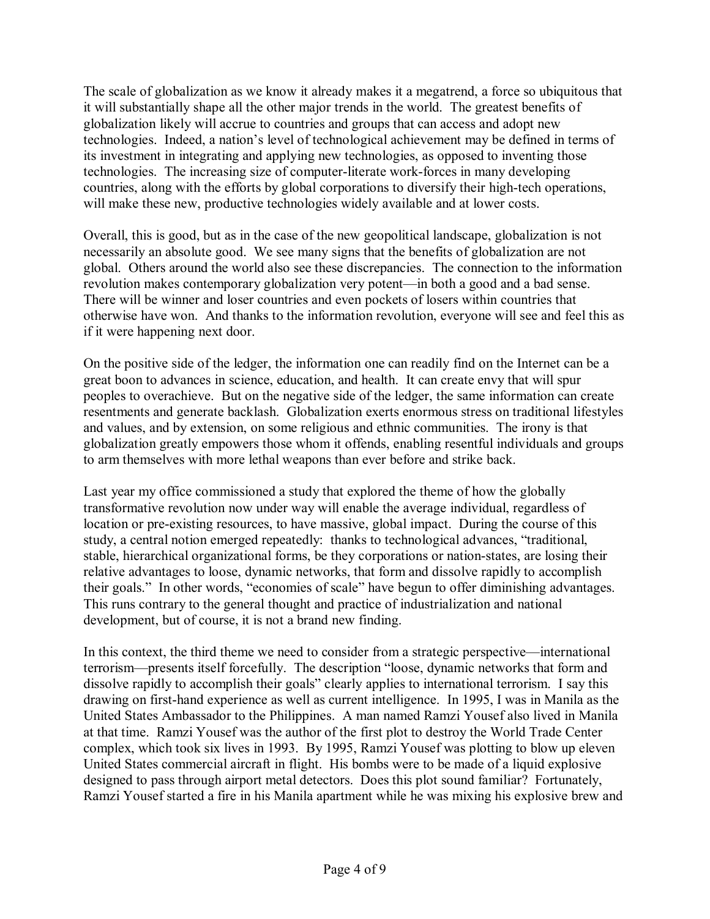The scale of globalization as we know it already makes it a megatrend, a force so ubiquitous that it will substantially shape all the other major trends in the world. The greatest benefits of globalization likely will accrue to countries and groups that can access and adopt new technologies. Indeed, a nation's level of technological achievement may be defined in terms of its investment in integrating and applying new technologies, as opposed to inventing those technologies. The increasing size of computer-literate work-forces in many developing countries, along with the efforts by global corporations to diversify their high-tech operations, will make these new, productive technologies widely available and at lower costs.

Overall, this is good, but as in the case of the new geopolitical landscape, globalization is not necessarily an absolute good. We see many signs that the benefits of globalization are not global. Others around the world also see these discrepancies. The connection to the information revolution makes contemporary globalization very potent—in both a good and a bad sense. There will be winner and loser countries and even pockets of losers within countries that otherwise have won. And thanks to the information revolution, everyone will see and feel this as if it were happening next door.

On the positive side of the ledger, the information one can readily find on the Internet can be a great boon to advances in science, education, and health. It can create envy that will spur peoples to overachieve. But on the negative side of the ledger, the same information can create resentments and generate backlash. Globalization exerts enormous stress on traditional lifestyles and values, and by extension, on some religious and ethnic communities. The irony is that globalization greatly empowers those whom it offends, enabling resentful individuals and groups to arm themselves with more lethal weapons than ever before and strike back.

Last year my office commissioned a study that explored the theme of how the globally transformative revolution now under way will enable the average individual, regardless of location or pre-existing resources, to have massive, global impact. During the course of this study, a central notion emerged repeatedly: thanks to technological advances, "traditional, stable, hierarchical organizational forms, be they corporations or nation-states, are losing their relative advantages to loose, dynamic networks, that form and dissolve rapidly to accomplish their goals." In other words, "economies of scale" have begun to offer diminishing advantages. This runs contrary to the general thought and practice of industrialization and national development, but of course, it is not a brand new finding.

In this context, the third theme we need to consider from a strategic perspective—international terrorism—presents itself forcefully. The description "loose, dynamic networks that form and dissolve rapidly to accomplish their goals" clearly applies to international terrorism. I say this drawing on first-hand experience as well as current intelligence. In 1995, I was in Manila as the United States Ambassador to the Philippines. A man named Ramzi Yousef also lived in Manila at that time. Ramzi Yousef was the author of the first plot to destroy the World Trade Center complex, which took six lives in 1993. By 1995, Ramzi Yousef was plotting to blow up eleven United States commercial aircraft in flight. His bombs were to be made of a liquid explosive designed to pass through airport metal detectors. Does this plot sound familiar? Fortunately, Ramzi Yousef started a fire in his Manila apartment while he was mixing his explosive brew and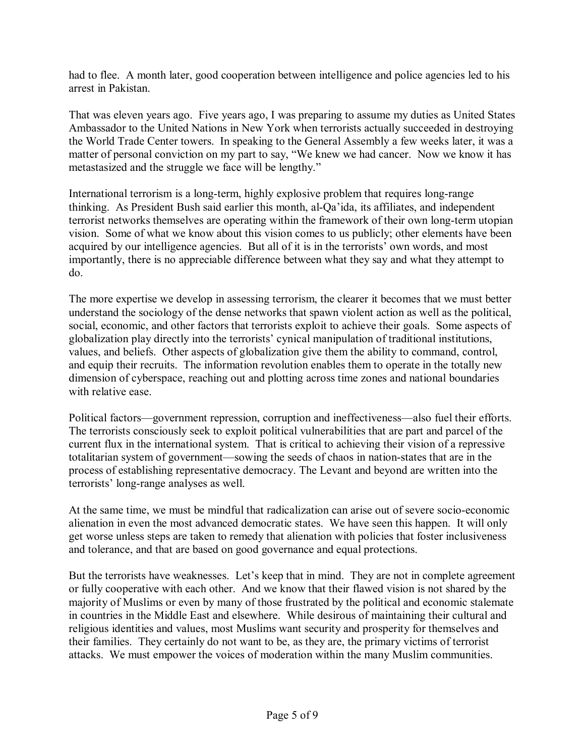had to flee. A month later, good cooperation between intelligence and police agencies led to his arrest in Pakistan.

That was eleven years ago. Five years ago, I was preparing to assume my duties as United States Ambassador to the United Nations in New York when terrorists actually succeeded in destroying the World Trade Center towers. In speaking to the General Assembly a few weeks later, it was a matter of personal conviction on my part to say, "We knew we had cancer. Now we know it has metastasized and the struggle we face will be lengthy."

International terrorism is a long-term, highly explosive problem that requires long-range thinking. As President Bush said earlier this month, al-Qa'ida, its affiliates, and independent terrorist networks themselves are operating within the framework of their own long-term utopian vision. Some of what we know about this vision comes to us publicly; other elements have been acquired by our intelligence agencies. But all of it is in the terrorists' own words, and most importantly, there is no appreciable difference between what they say and what they attempt to do.

The more expertise we develop in assessing terrorism, the clearer it becomes that we must better understand the sociology of the dense networks that spawn violent action as well as the political, social, economic, and other factors that terrorists exploit to achieve their goals. Some aspects of globalization play directly into the terrorists' cynical manipulation of traditional institutions, values, and beliefs. Other aspects of globalization give them the ability to command, control, and equip their recruits. The information revolution enables them to operate in the totally new dimension of cyberspace, reaching out and plotting across time zones and national boundaries with relative ease.

Political factors—government repression, corruption and ineffectiveness—also fuel their efforts. The terrorists consciously seek to exploit political vulnerabilities that are part and parcel of the current flux in the international system. That is critical to achieving their vision of a repressive totalitarian system of government—sowing the seeds of chaos in nation-states that are in the process of establishing representative democracy. The Levant and beyond are written into the terrorists' long-range analyses as well.

At the same time, we must be mindful that radicalization can arise out of severe socio-economic alienation in even the most advanced democratic states. We have seen this happen. It will only get worse unless steps are taken to remedy that alienation with policies that foster inclusiveness and tolerance, and that are based on good governance and equal protections.

But the terrorists have weaknesses. Let's keep that in mind. They are not in complete agreement or fully cooperative with each other. And we know that their flawed vision is not shared by the majority of Muslims or even by many of those frustrated by the political and economic stalemate in countries in the Middle East and elsewhere. While desirous of maintaining their cultural and religious identities and values, most Muslims want security and prosperity for themselves and their families. They certainly do not want to be, as they are, the primary victims of terrorist attacks. We must empower the voices of moderation within the many Muslim communities.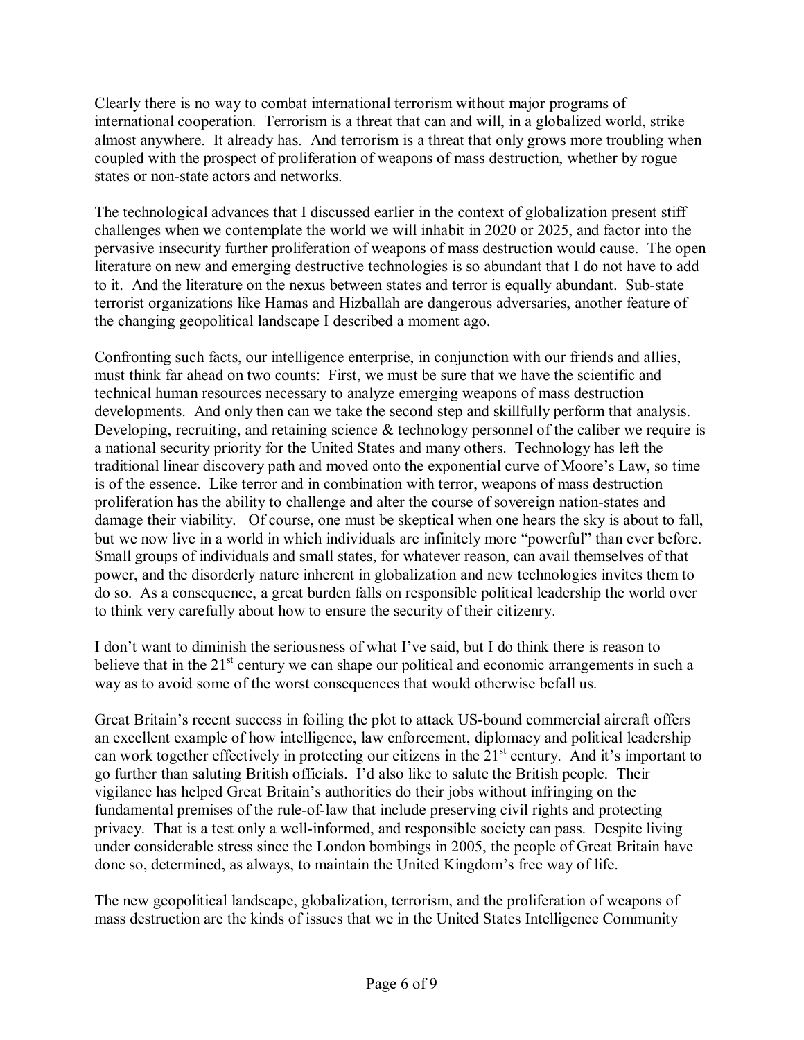Clearly there is no way to combat international terrorism without major programs of international cooperation. Terrorism is a threat that can and will, in a globalized world, strike almost anywhere. It already has. And terrorism is a threat that only grows more troubling when coupled with the prospect of proliferation of weapons of mass destruction, whether by rogue states or non-state actors and networks.

The technological advances that I discussed earlier in the context of globalization present stiff challenges when we contemplate the world we will inhabit in 2020 or 2025, and factor into the pervasive insecurity further proliferation of weapons of mass destruction would cause. The open literature on new and emerging destructive technologies is so abundant that I do not have to add to it. And the literature on the nexus between states and terror is equally abundant. Sub-state terrorist organizations like Hamas and Hizballah are dangerous adversaries, another feature of the changing geopolitical landscape I described a moment ago.

Confronting such facts, our intelligence enterprise, in conjunction with our friends and allies, must think far ahead on two counts: First, we must be sure that we have the scientific and technical human resources necessary to analyze emerging weapons of mass destruction developments. And only then can we take the second step and skillfully perform that analysis. Developing, recruiting, and retaining science & technology personnel of the caliber we require is a national security priority for the United States and many others. Technology has left the traditional linear discovery path and moved onto the exponential curve of Moore's Law, so time is of the essence. Like terror and in combination with terror, weapons of mass destruction proliferation has the ability to challenge and alter the course of sovereign nation-states and damage their viability. Of course, one must be skeptical when one hears the sky is about to fall, but we now live in a world in which individuals are infinitely more "powerful" than ever before. Small groups of individuals and small states, for whatever reason, can avail themselves of that power, and the disorderly nature inherent in globalization and new technologies invites them to do so. As a consequence, a great burden falls on responsible political leadership the world over to think very carefully about how to ensure the security of their citizenry.

I don't want to diminish the seriousness of what I've said, but I do think there is reason to believe that in the 21st century we can shape our political and economic arrangements in such a way as to avoid some of the worst consequences that would otherwise befall us.

Great Britain's recent success in foiling the plot to attack US-bound commercial aircraft offers an excellent example of how intelligence, law enforcement, diplomacy and political leadership can work together effectively in protecting our citizens in the 21st century. And it's important to go further than saluting British officials. I'd also like to salute the British people. Their vigilance has helped Great Britain's authorities do their jobs without infringing on the fundamental premises of the rule-of-law that include preserving civil rights and protecting privacy. That is a test only a well-informed, and responsible society can pass. Despite living under considerable stress since the London bombings in 2005, the people of Great Britain have done so, determined, as always, to maintain the United Kingdom's free way of life.

The new geopolitical landscape, globalization, terrorism, and the proliferation of weapons of mass destruction are the kinds of issues that we in the United States Intelligence Community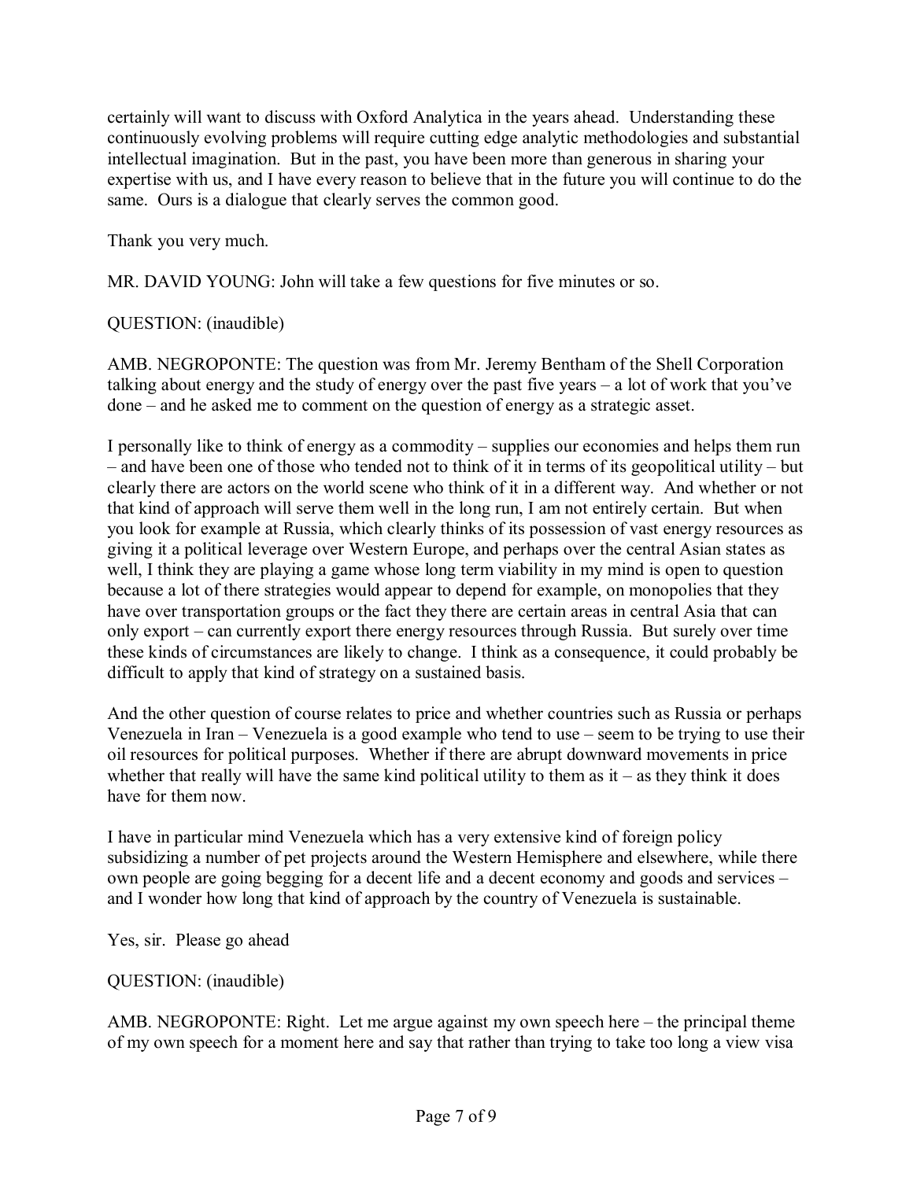certainly will want to discuss with Oxford Analytica in the years ahead. Understanding these continuously evolving problems will require cutting edge analytic methodologies and substantial intellectual imagination. But in the past, you have been more than generous in sharing your expertise with us, and I have every reason to believe that in the future you will continue to do the same. Ours is a dialogue that clearly serves the common good.

Thank you very much.

MR. DAVID YOUNG: John will take a few questions for five minutes or so.

QUESTION: (inaudible)

AMB. NEGROPONTE: The question was from Mr. Jeremy Bentham of the Shell Corporation talking about energy and the study of energy over the past five years – a lot of work that you've done – and he asked me to comment on the question of energy as a strategic asset.

I personally like to think of energy as a commodity – supplies our economies and helps them run – and have been one of those who tended not to think of it in terms of its geopolitical utility – but clearly there are actors on the world scene who think of it in a different way. And whether or not that kind of approach will serve them well in the long run, I am not entirely certain. But when you look for example at Russia, which clearly thinks of its possession of vast energy resources as giving it a political leverage over Western Europe, and perhaps over the central Asian states as well, I think they are playing a game whose long term viability in my mind is open to question because a lot of there strategies would appear to depend for example, on monopolies that they have over transportation groups or the fact they there are certain areas in central Asia that can only export – can currently export there energy resources through Russia. But surely over time these kinds of circumstances are likely to change. I think as a consequence, it could probably be difficult to apply that kind of strategy on a sustained basis.

And the other question of course relates to price and whether countries such as Russia or perhaps Venezuela in Iran – Venezuela is a good example who tend to use – seem to be trying to use their oil resources for political purposes. Whether if there are abrupt downward movements in price whether that really will have the same kind political utility to them as it – as they think it does have for them now.

I have in particular mind Venezuela which has a very extensive kind of foreign policy subsidizing a number of pet projects around the Western Hemisphere and elsewhere, while there own people are going begging for a decent life and a decent economy and goods and services – and I wonder how long that kind of approach by the country of Venezuela is sustainable.

Yes, sir. Please go ahead

QUESTION: (inaudible)

AMB. NEGROPONTE: Right. Let me argue against my own speech here – the principal theme of my own speech for a moment here and say that rather than trying to take too long a view visa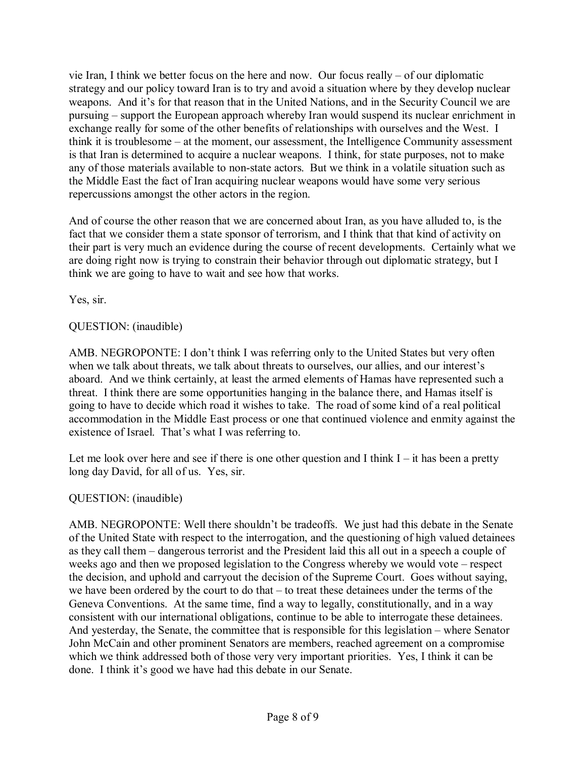vie Iran, I think we better focus on the here and now. Our focus really – of our diplomatic strategy and our policy toward Iran is to try and avoid a situation where by they develop nuclear weapons. And it's for that reason that in the United Nations, and in the Security Council we are pursuing – support the European approach whereby Iran would suspend its nuclear enrichment in exchange really for some of the other benefits of relationships with ourselves and the West. I think it is troublesome – at the moment, our assessment, the Intelligence Community assessment is that Iran is determined to acquire a nuclear weapons. I think, for state purposes, not to make any of those materials available to non-state actors. But we think in a volatile situation such as the Middle East the fact of Iran acquiring nuclear weapons would have some very serious repercussions amongst the other actors in the region.

And of course the other reason that we are concerned about Iran, as you have alluded to, is the fact that we consider them a state sponsor of terrorism, and I think that that kind of activity on their part is very much an evidence during the course of recent developments. Certainly what we are doing right now is trying to constrain their behavior through out diplomatic strategy, but I think we are going to have to wait and see how that works.

Yes, sir.

QUESTION: (inaudible)

AMB. NEGROPONTE: I don't think I was referring only to the United States but very often when we talk about threats, we talk about threats to ourselves, our allies, and our interest's aboard. And we think certainly, at least the armed elements of Hamas have represented such a threat. I think there are some opportunities hanging in the balance there, and Hamas itself is going to have to decide which road it wishes to take. The road of some kind of a real political accommodation in the Middle East process or one that continued violence and enmity against the existence of Israel. That's what I was referring to.

Let me look over here and see if there is one other question and I think I – it has been a pretty long day David, for all of us. Yes, sir.

QUESTION: (inaudible)

AMB. NEGROPONTE: Well there shouldn't be tradeoffs. We just had this debate in the Senate of the United State with respect to the interrogation, and the questioning of high valued detainees as they call them – dangerous terrorist and the President laid this all out in a speech a couple of weeks ago and then we proposed legislation to the Congress whereby we would vote – respect the decision, and uphold and carryout the decision of the Supreme Court. Goes without saying, we have been ordered by the court to do that – to treat these detainees under the terms of the Geneva Conventions. At the same time, find a way to legally, constitutionally, and in a way consistent with our international obligations, continue to be able to interrogate these detainees. And yesterday, the Senate, the committee that is responsible for this legislation – where Senator John McCain and other prominent Senators are members, reached agreement on a compromise which we think addressed both of those very very important priorities. Yes, I think it can be done. I think it's good we have had this debate in our Senate.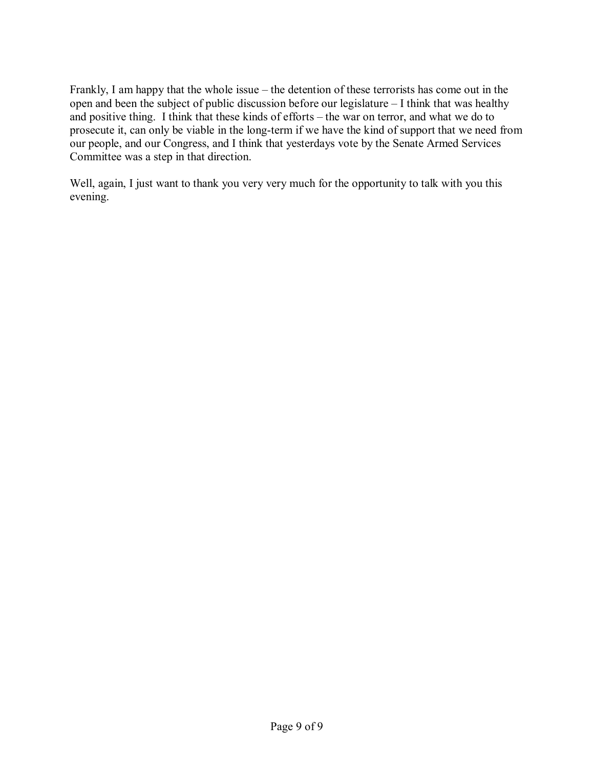Frankly, I am happy that the whole issue – the detention of these terrorists has come out in the open and been the subject of public discussion before our legislature – I think that was healthy and positive thing. I think that these kinds of efforts – the war on terror, and what we do to prosecute it, can only be viable in the long-term if we have the kind of support that we need from our people, and our Congress, and I think that yesterdays vote by the Senate Armed Services Committee was a step in that direction.

Well, again, I just want to thank you very very much for the opportunity to talk with you this evening.